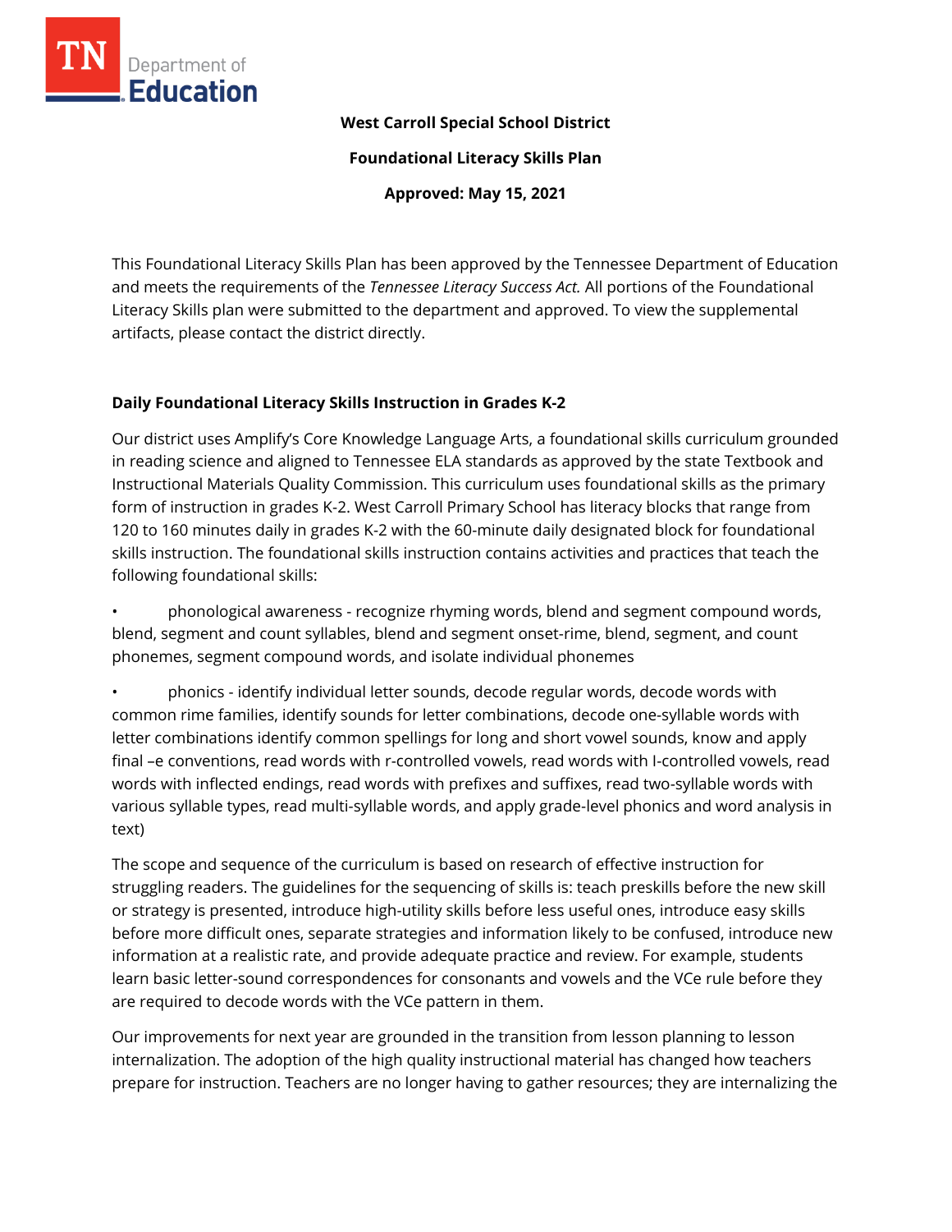**West Carroll Special School District**

**Foundational Literacy Skills Plan**

**Approved: May 15, 2021**

This Foundational Literacy Skills Plan has been approved by the Tennessee Department of Education and meets the requirements of the *Tennessee Literacy Success Act.* All portions of the Foundational Literacy Skills plan were submitted to the department and approved. To view the supplemental artifacts, please contact the district directly.

### Daily Foundational Literacy Skills Instruction in Grades K-2

Our district uses Amplify's Core Knowledge Language Arts, a foundational skills curriculum grounded in reading science and aligned to Tennessee ELA standards as approved by the state Textbook and Instructional Materials Quality Commission. This curriculum uses foundational skills as the primary form of instruction in grades K-2. West Carroll Primary School has literacy blocks that range from 120 to 160 minutes daily in grades K-2 with the 60-minute daily designated block for foundational skills instruction. The foundational skills instruction contains activities and practices that teach the following foundational skills:

- phonological awareness - recognize rhyming words, blend and segment compound words, blend, segment and count syllables, blend and segment onset-rime, blend, segment, and count phonemes, segment compound words, and isolate individual phonemes
- phonics - identify individual letter sounds, decode regular words, decode words with common rime families, identify sounds for letter combinations, decode one-syllable words with letter combinations identify common spellings for long and short vowel sounds, know and apply final –e conventions, read words with r-controlled vowels, read words with I-controlled vowels, read words with inflected endings, read words with prefixes and suffixes, read two-syllable words with various syllable types, read multi-syllable words, and apply grade-level phonics and word analysis in text)

The scope and sequence of the curriculum is based on research of effective instruction for struggling readers. The guidelines for the sequencing of skills is: teach preskills before the new skill or strategy is presented, introduce high-utility skills before less useful ones, introduce easy skills before more difficult ones, separate strategies and information likely to be confused, introduce new information at a realistic rate, and provide adequate practice and review. For example, students learn basic letter-sound correspondences for consonants and vowels and the VCe rule before they are required to decode words with the VCe pattern in them.

Our improvements for next year are grounded in the transition from lesson planning to lesson internalization. The adoption of the high quality instructional material has changed how teachers prepare for instruction. Teachers are no longer having to gather resources; they are internalizing the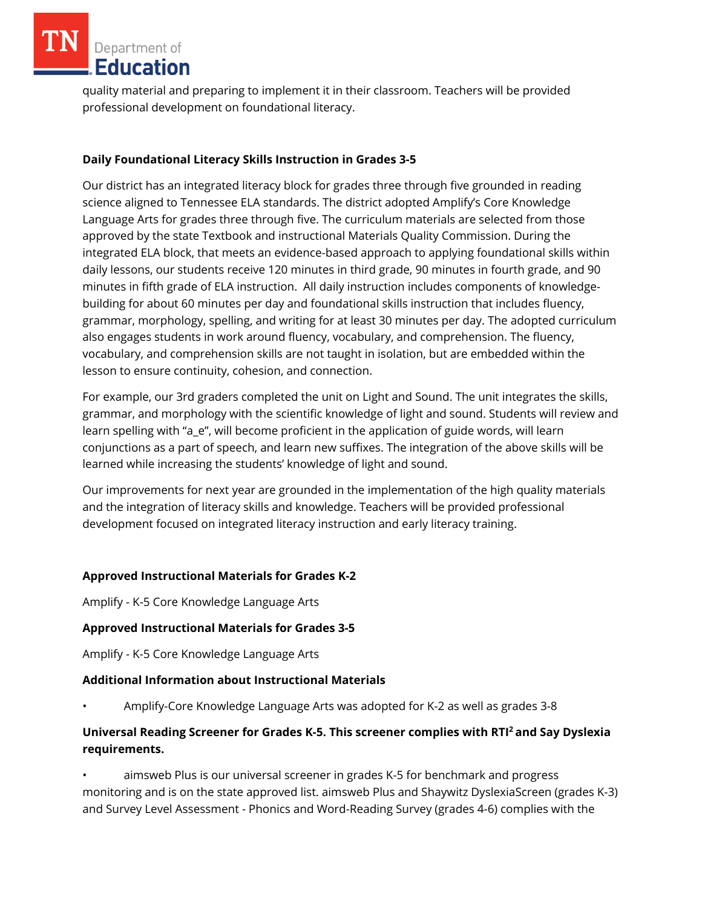quality material and preparing to implement it in their classroom. Teachers will be provided professional development on foundational literacy.

**Daily Foundational Literacy Skills Instruction in Grades 3-5**

Our district has an integrated literacy block for grades three through five grounded in reading science aligned to Tennessee ELA standards. The district adopted Amplify's Core Knowledge Language Arts for grades three through five. The curriculum materials are selected from those approved by the state Textbook and instructional Materials Quality Commission. During the integrated ELA block, that meets an evidence-based approach to applying foundational skills within daily lessons, our students receive 120 minutes in third grade, 90 minutes in fourth grade, and 90 minutes in fifth grade of ELA instruction. All daily instruction includes components of knowledge-building for about 60 minutes per day and foundational skills instruction that includes fluency, grammar, morphology, spelling, and writing for at least 30 minutes per day. The adopted curriculum also engages students in work around fluency, vocabulary, and comprehension. The fluency, vocabulary, and comprehension skills are not taught in isolation, but are embedded within the lesson to ensure continuity, cohesion, and connection.

For example, our 3rd graders completed the unit on Light and Sound. The unit integrates the skills, grammar, and morphology with the scientific knowledge of light and sound. Students will review and learn spelling with "a_e", will become proficient in the application of guide words, will learn conjunctions as a part of speech, and learn new suffixes. The integration of the above skills will be learned while increasing the students' knowledge of light and sound.

Our improvements for next year are grounded in the implementation of the high quality materials and the integration of literacy skills and knowledge. Teachers will be provided professional development focused on integrated literacy instruction and early literacy training.

**Approved Instructional Materials for Grades K-2**

Amplify - K-5 Core Knowledge Language Arts

**Approved Instructional Materials for Grades 3-5**

Amplify - K-5 Core Knowledge Language Arts

**Additional Information about Instructional Materials**

- Amplify-Core Knowledge Language Arts was adopted for K-2 as well as grades 3-8

**Universal Reading Screener for Grades K-5. This screener complies with RTI² and Say Dyslexia requirements.**

- aimsweb Plus is our universal screener in grades K-5 for benchmark and progress monitoring and is on the state approved list. aimsweb Plus and Shaywitz DyslexiaScreen (grades K-3) and Survey Level Assessment - Phonics and Word-Reading Survey (grades 4-6) complies with the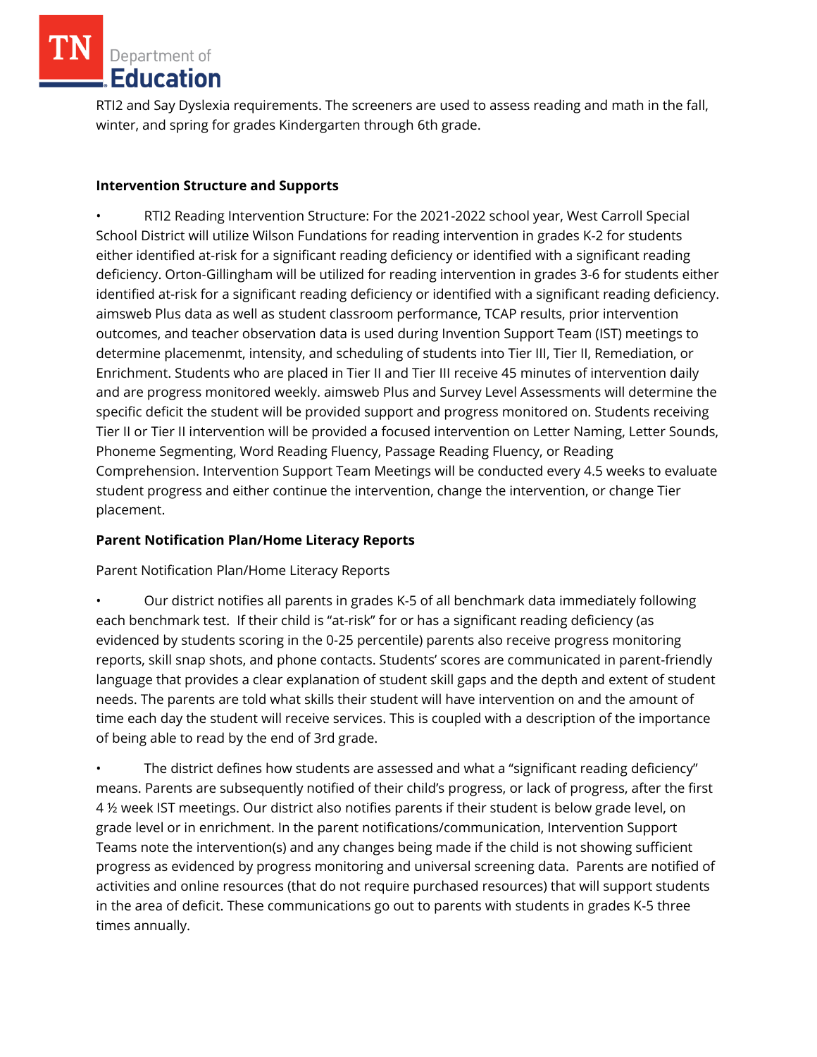RTI2 and Say Dyslexia requirements. The screeners are used to assess reading and math in the fall, winter, and spring for grades Kindergarten through 6th grade.

**Intervention Structure and Supports**

• RTI2 Reading Intervention Structure: For the 2021-2022 school year, West Carroll Special School District will utilize Wilson Fundations for reading intervention in grades K-2 for students either identified at-risk for a significant reading deficiency or identified with a significant reading deficiency. Orton-Gillingham will be utilized for reading intervention in grades 3-6 for students either identified at-risk for a significant reading deficiency or identified with a significant reading deficiency. aimsweb Plus data as well as student classroom performance, TCAP results, prior intervention outcomes, and teacher observation data is used during Invention Support Team (IST) meetings to determine placemenmt, intensity, and scheduling of students into Tier III, Tier II, Remediation, or Enrichment. Students who are placed in Tier II and Tier III receive 45 minutes of intervention daily and are progress monitored weekly. aimsweb Plus and Survey Level Assessments will determine the specific deficit the student will be provided support and progress monitored on. Students receiving Tier II or Tier II intervention will be provided a focused intervention on Letter Naming, Letter Sounds, Phoneme Segmenting, Word Reading Fluency, Passage Reading Fluency, or Reading Comprehension. Intervention Support Team Meetings will be conducted every 4.5 weeks to evaluate student progress and either continue the intervention, change the intervention, or change Tier placement.

**Parent Notification Plan/Home Literacy Reports**

Parent Notification Plan/Home Literacy Reports

• Our district notifies all parents in grades K-5 of all benchmark data immediately following each benchmark test. If their child is "at-risk" for or has a significant reading deficiency (as evidenced by students scoring in the 0-25 percentile) parents also receive progress monitoring reports, skill snap shots, and phone contacts. Students' scores are communicated in parent-friendly language that provides a clear explanation of student skill gaps and the depth and extent of student needs. The parents are told what skills their student will have intervention on and the amount of time each day the student will receive services. This is coupled with a description of the importance of being able to read by the end of 3rd grade.

• The district defines how students are assessed and what a "significant reading deficiency" means. Parents are subsequently notified of their child's progress, or lack of progress, after the first 4 ½ week IST meetings. Our district also notifies parents if their student is below grade level, on grade level or in enrichment. In the parent notifications/communication, Intervention Support Teams note the intervention(s) and any changes being made if the child is not showing sufficient progress as evidenced by progress monitoring and universal screening data. Parents are notified of activities and online resources (that do not require purchased resources) that will support students in the area of deficit. These communications go out to parents with students in grades K-5 three times annually.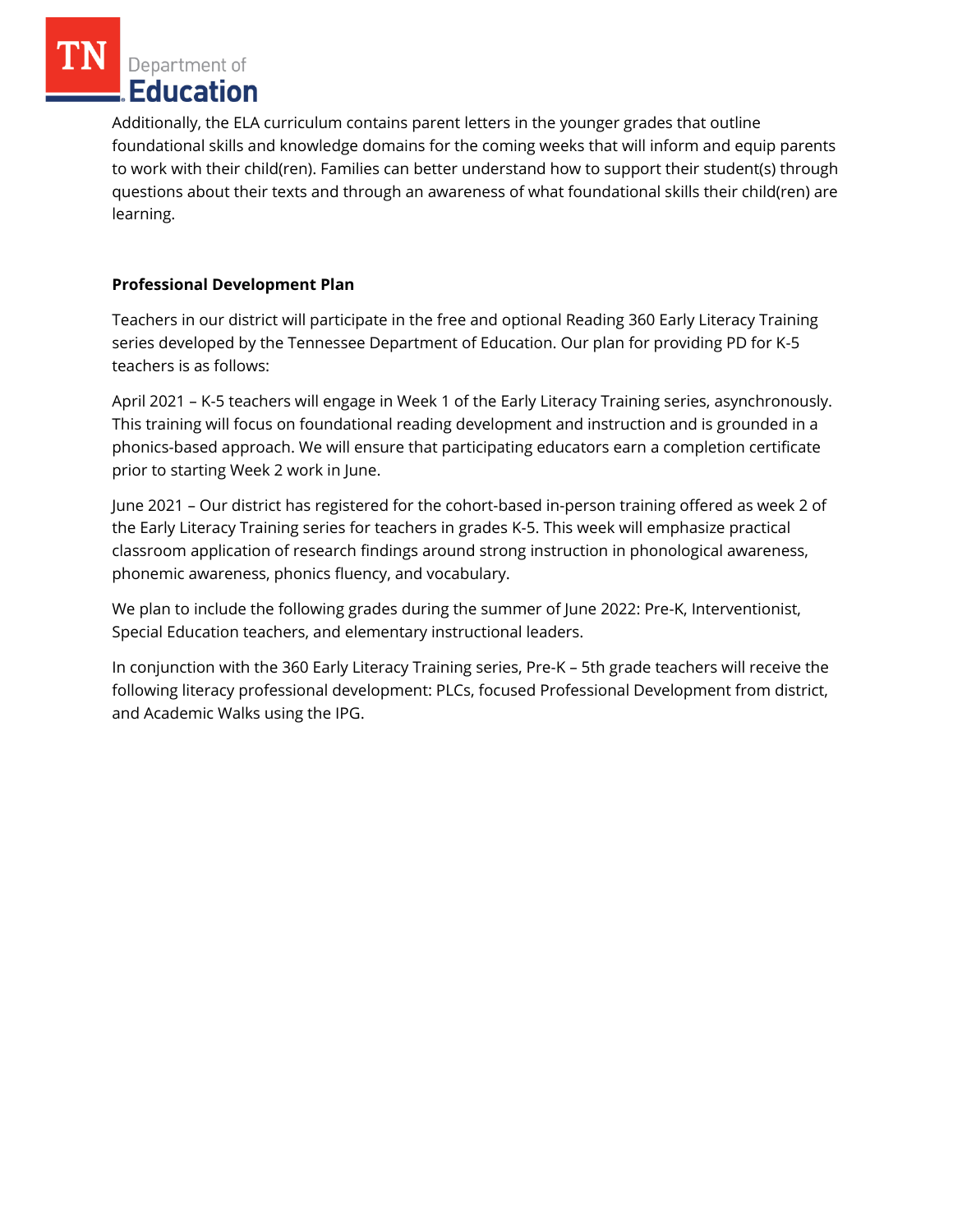Additionally, the ELA curriculum contains parent letters in the younger grades that outline foundational skills and knowledge domains for the coming weeks that will inform and equip parents to work with their child(ren). Families can better understand how to support their student(s) through questions about their texts and through an awareness of what foundational skills their child(ren) are learning.

**Professional Development Plan**

Teachers in our district will participate in the free and optional Reading 360 Early Literacy Training series developed by the Tennessee Department of Education. Our plan for providing PD for K-5 teachers is as follows:

April 2021 – K-5 teachers will engage in Week 1 of the Early Literacy Training series, asynchronously. This training will focus on foundational reading development and instruction and is grounded in a phonics-based approach. We will ensure that participating educators earn a completion certificate prior to starting Week 2 work in June.

June 2021 – Our district has registered for the cohort-based in-person training offered as week 2 of the Early Literacy Training series for teachers in grades K-5. This week will emphasize practical classroom application of research findings around strong instruction in phonological awareness, phonemic awareness, phonics fluency, and vocabulary.

We plan to include the following grades during the summer of June 2022: Pre-K, Interventionist, Special Education teachers, and elementary instructional leaders.

In conjunction with the 360 Early Literacy Training series, Pre-K – 5th grade teachers will receive the following literacy professional development: PLCs, focused Professional Development from district, and Academic Walks using the IPG.